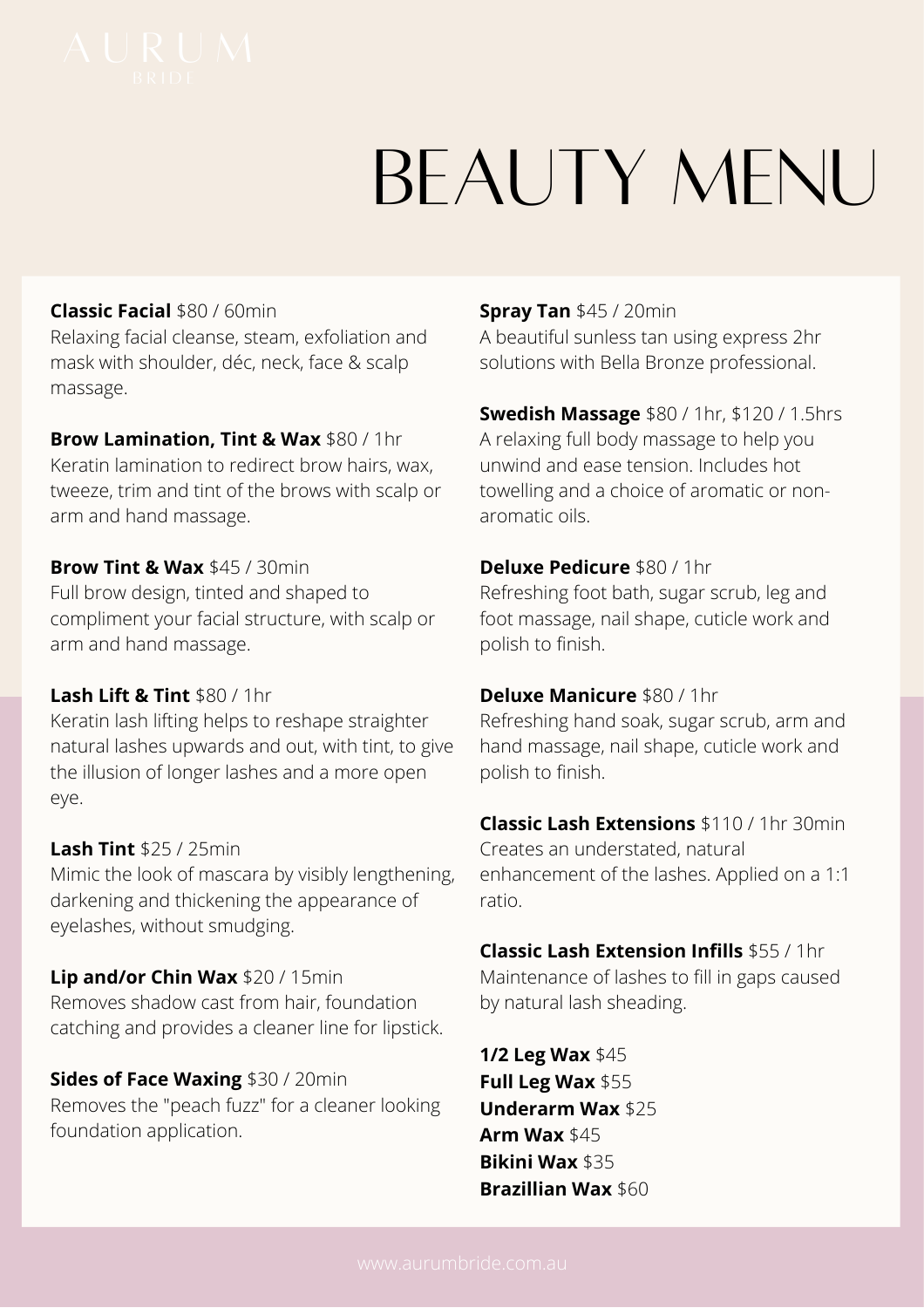AURUM
BRIDE

# BEAUTY MENU

**Classic Facial** $80 / 60min
Relaxing facial cleanse, steam, exfoliation and mask with shoulder, déc, neck, face & scalp massage.

**Brow Lamination, Tint & Wax** $80 / 1hr
Keratin lamination to redirect brow hairs, wax, tweeze, trim and tint of the brows with scalp or arm and hand massage.

**Brow Tint & Wax** $45 / 30min
Full brow design, tinted and shaped to compliment your facial structure, with scalp or arm and hand massage.

**Lash Lift & Tint** $80 / 1hr
Keratin lash lifting helps to reshape straighter natural lashes upwards and out, with tint, to give the illusion of longer lashes and a more open eye.

**Lash Tint** $25 / 25min
Mimic the look of mascara by visibly lengthening, darkening and thickening the appearance of eyelashes, without smudging.

**Lip and/or Chin Wax** $20 / 15min
Removes shadow cast from hair, foundation catching and provides a cleaner line for lipstick.

**Sides of Face Waxing** $30 / 20min
Removes the "peach fuzz" for a cleaner looking foundation application.

**Spray Tan** $45 / 20min
A beautiful sunless tan using express 2hr solutions with Bella Bronze professional.

**Swedish Massage** $80 / 1hr, $120 / 1.5hrs
A relaxing full body massage to help you unwind and ease tension. Includes hot towelling and a choice of aromatic or non-aromatic oils.

**Deluxe Pedicure** $80 / 1hr
Refreshing foot bath, sugar scrub, leg and foot massage, nail shape, cuticle work and polish to finish.

**Deluxe Manicure** $80 / 1hr
Refreshing hand soak, sugar scrub, arm and hand massage, nail shape, cuticle work and polish to finish.

**Classic Lash Extensions** $110 / 1hr 30min
Creates an understated, natural enhancement of the lashes. Applied on a 1:1 ratio.

**Classic Lash Extension Infills** $55 / 1hr
Maintenance of lashes to fill in gaps caused by natural lash sheading.

**1/2 Leg Wax** $45
**Full Leg Wax** $55
**Underarm Wax** $25
**Arm Wax** $45
**Bikini Wax** $35
**Brazillian Wax** $60

www.aurumbride.com.au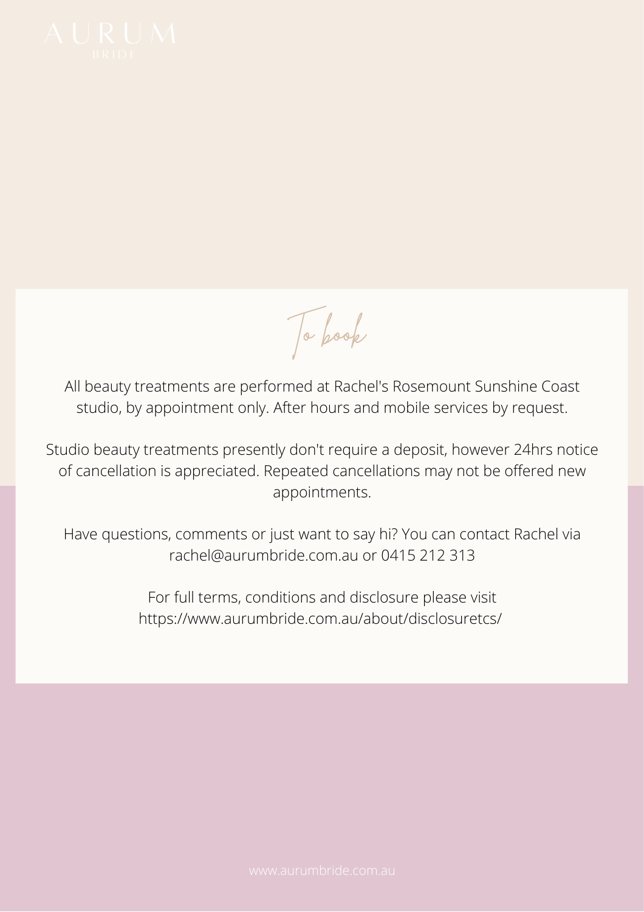## To book

All beauty treatments are performed at Rachel's Rosemount Sunshine Coast studio, by appointment only. After hours and mobile services by request.

Studio beauty treatments presently don't require a deposit, however 24hrs notice of cancellation is appreciated. Repeated cancellations may not be offered new appointments.

Have questions, comments or just want to say hi? You can contact Rachel via rachel@aurumbride.com.au or 0415 212 313

For full terms, conditions and disclosure please visit https://www.aurumbride.com.au/about/disclosuretcs/